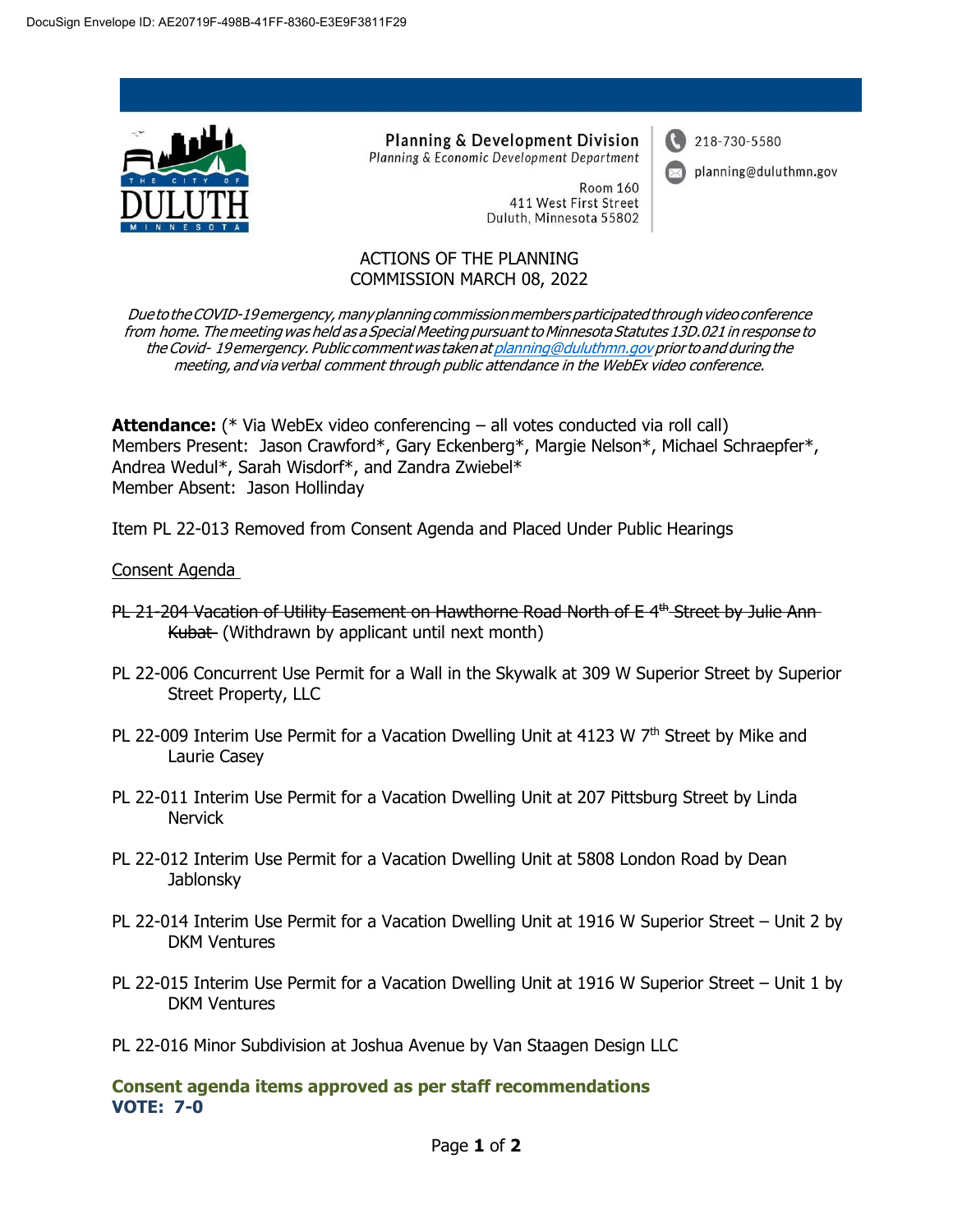DocuSign Envelope ID: AE20719F-498B-41FF-8360-E3E9F3811F29

Planning & Development Division
Planning & Economic Development Department

Room 160
411 West First Street
Duluth, Minnesota 55802

218-730-5580
planning@duluthmn.gov

# ACTIONS OF THE PLANNING COMMISSION MARCH 08, 2022

*Due to the COVID-19 emergency, many planning commission members participated through video conference from home. The meeting was held as a Special Meeting pursuant to Minnesota Statutes 13D.021 in response to the Covid- 19 emergency. Public comment was taken at planning@duluthmn.gov prior to and during the meeting, and via verbal comment through public attendance in the WebEx video conference.*

**Attendance:** (* Via WebEx video conferencing – all votes conducted via roll call)
Members Present: Jason Crawford*, Gary Eckenberg*, Margie Nelson*, Michael Schraepfer*, Andrea Wedul*, Sarah Wisdorf*, and Zandra Zwiebel*
Member Absent: Jason Hollinday

Item PL 22-013 Removed from Consent Agenda and Placed Under Public Hearings

Consent Agenda

~~PL 21-204 Vacation of Utility Easement on Hawthorne Road North of E 4th Street by Julie Ann Kubat~~ (Withdrawn by applicant until next month)

PL 22-006 Concurrent Use Permit for a Wall in the Skywalk at 309 W Superior Street by Superior Street Property, LLC

PL 22-009 Interim Use Permit for a Vacation Dwelling Unit at 4123 W 7th Street by Mike and Laurie Casey

PL 22-011 Interim Use Permit for a Vacation Dwelling Unit at 207 Pittsburg Street by Linda Nervick

PL 22-012 Interim Use Permit for a Vacation Dwelling Unit at 5808 London Road by Dean Jablonsky

PL 22-014 Interim Use Permit for a Vacation Dwelling Unit at 1916 W Superior Street – Unit 2 by DKM Ventures

PL 22-015 Interim Use Permit for a Vacation Dwelling Unit at 1916 W Superior Street – Unit 1 by DKM Ventures

PL 22-016 Minor Subdivision at Joshua Avenue by Van Staagen Design LLC

**Consent agenda items approved as per staff recommendations**
**VOTE: 7-0**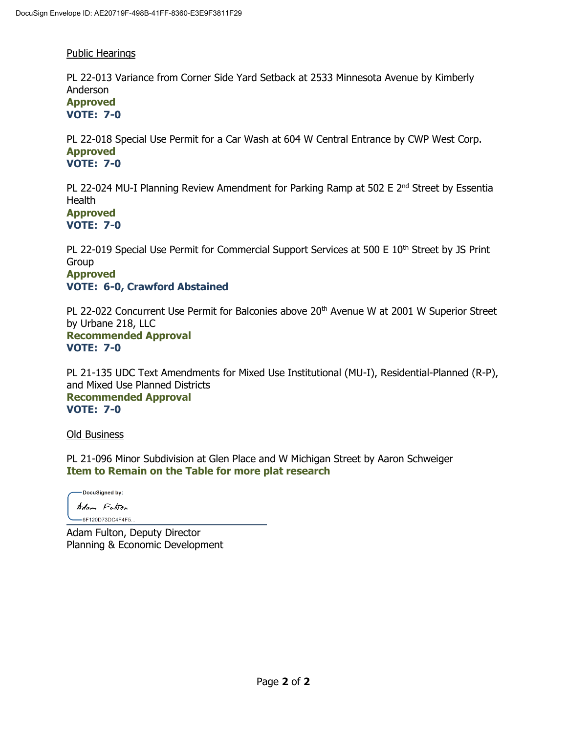<u>Public Hearings</u>

PL 22-013 Variance from Corner Side Yard Setback at 2533 Minnesota Avenue by Kimberly Anderson
**Approved**
**VOTE: 7-0**

PL 22-018 Special Use Permit for a Car Wash at 604 W Central Entrance by CWP West Corp.
**Approved**
**VOTE: 7-0**

PL 22-024 MU-I Planning Review Amendment for Parking Ramp at 502 E 2nd Street by Essentia Health
**Approved**
**VOTE: 7-0**

PL 22-019 Special Use Permit for Commercial Support Services at 500 E 10th Street by JS Print Group
**Approved**
**VOTE: 6-0, Crawford Abstained**

PL 22-022 Concurrent Use Permit for Balconies above 20th Avenue W at 2001 W Superior Street by Urbane 218, LLC
**Recommended Approval**
**VOTE: 7-0**

PL 21-135 UDC Text Amendments for Mixed Use Institutional (MU-I), Residential-Planned (R-P), and Mixed Use Planned Districts
**Recommended Approval**
**VOTE: 7-0**

<u>Old Business</u>

PL 21-096 Minor Subdivision at Glen Place and W Michigan Street by Aaron Schweiger
**Item to Remain on the Table for more plat research**

DocuSigned by:
Adam Fulton
6F120D73DC4F4F5...

Adam Fulton, Deputy Director
Planning & Economic Development